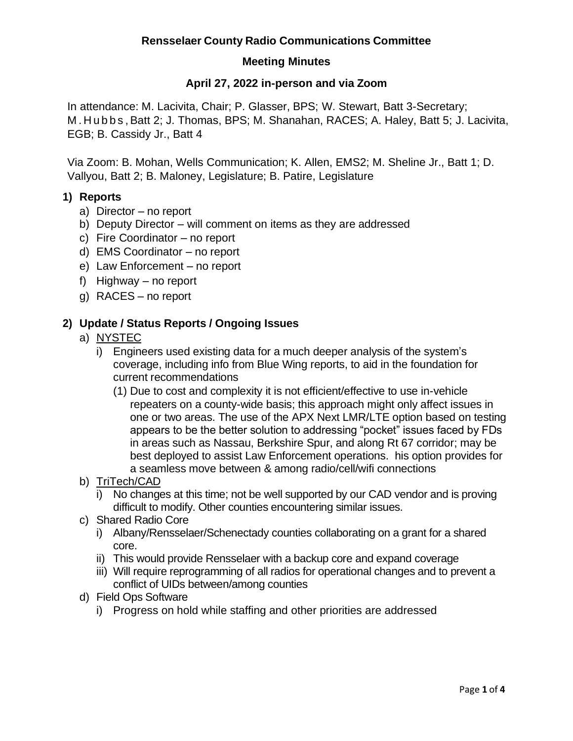# Rensselaer County Radio Communications Committee

## Meeting Minutes

### April 27, 2022 in-person and via Zoom

In attendance: M. Lacivita, Chair; P. Glasser, BPS; W. Stewart, Batt 3-Secretary; M. Hubbs, Batt 2; J. Thomas, BPS; M. Shanahan, RACES; A. Haley, Batt 5; J. Lacivita, EGB; B. Cassidy Jr., Batt 4

Via Zoom: B. Mohan, Wells Communication; K. Allen, EMS2; M. Sheline Jr., Batt 1; D. Vallyou, Batt 2; B. Maloney, Legislature; B. Patire, Legislature

**1) Reports**

a) Director – no report
b) Deputy Director – will comment on items as they are addressed
c) Fire Coordinator – no report
d) EMS Coordinator – no report
e) Law Enforcement – no report
f) Highway – no report
g) RACES – no report

**2) Update / Status Reports / Ongoing Issues**

a) NYSTEC
   i) Engineers used existing data for a much deeper analysis of the system's coverage, including info from Blue Wing reports, to aid in the foundation for current recommendations
      (1) Due to cost and complexity it is not efficient/effective to use in-vehicle repeaters on a county-wide basis; this approach might only affect issues in one or two areas. The use of the APX Next LMR/LTE option based on testing appears to be the better solution to addressing "pocket" issues faced by FDs in areas such as Nassau, Berkshire Spur, and along Rt 67 corridor; may be best deployed to assist Law Enforcement operations. his option provides for a seamless move between & among radio/cell/wifi connections

b) TriTech/CAD
   i) No changes at this time; not be well supported by our CAD vendor and is proving difficult to modify. Other counties encountering similar issues.

c) Shared Radio Core
   i) Albany/Rensselaer/Schenectady counties collaborating on a grant for a shared core.
   ii) This would provide Rensselaer with a backup core and expand coverage
   iii) Will require reprogramming of all radios for operational changes and to prevent a conflict of UIDs between/among counties

d) Field Ops Software
   i) Progress on hold while staffing and other priorities are addressed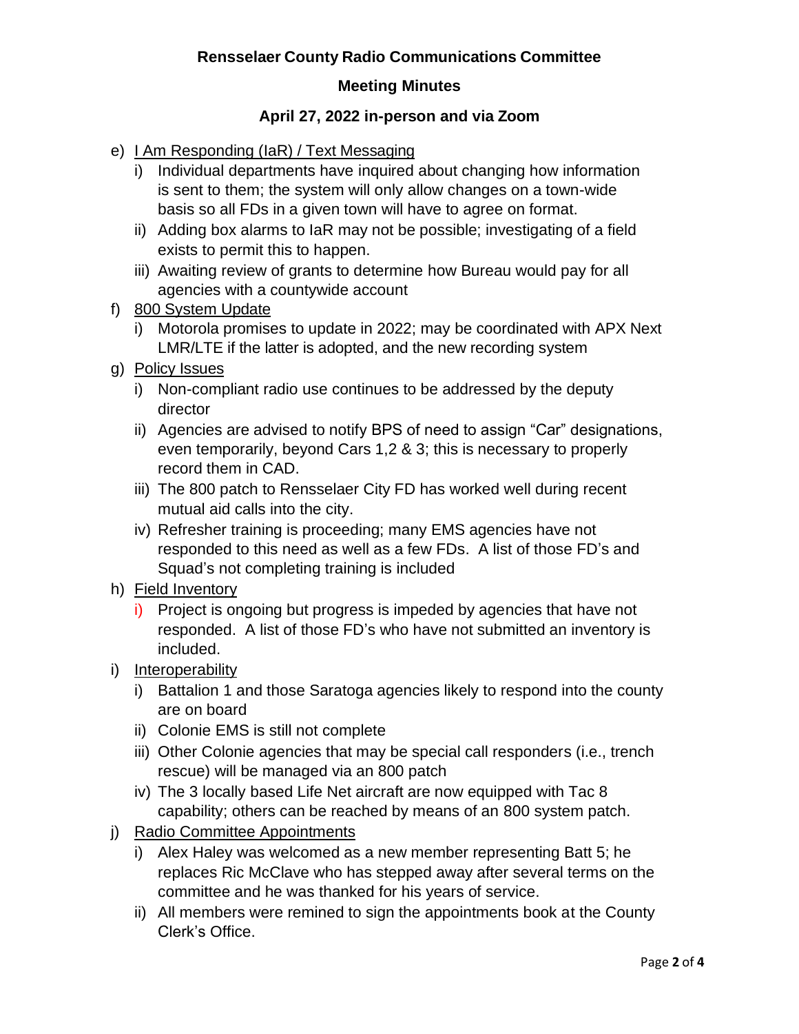# Rensselaer County Radio Communications Committee

## Meeting Minutes

### April 27, 2022 in-person and via Zoom

e) I Am Responding (IaR) / Text Messaging
   i) Individual departments have inquired about changing how information is sent to them; the system will only allow changes on a town-wide basis so all FDs in a given town will have to agree on format.
   ii) Adding box alarms to IaR may not be possible; investigating of a field exists to permit this to happen.
   iii) Awaiting review of grants to determine how Bureau would pay for all agencies with a countywide account

f) 800 System Update
   i) Motorola promises to update in 2022; may be coordinated with APX Next LMR/LTE if the latter is adopted, and the new recording system

g) Policy Issues
   i) Non-compliant radio use continues to be addressed by the deputy director
   ii) Agencies are advised to notify BPS of need to assign "Car" designations, even temporarily, beyond Cars 1,2 & 3; this is necessary to properly record them in CAD.
   iii) The 800 patch to Rensselaer City FD has worked well during recent mutual aid calls into the city.
   iv) Refresher training is proceeding; many EMS agencies have not responded to this need as well as a few FDs. A list of those FD's and Squad's not completing training is included

h) Field Inventory
   i) Project is ongoing but progress is impeded by agencies that have not responded. A list of those FD's who have not submitted an inventory is included.

i) Interoperability
   i) Battalion 1 and those Saratoga agencies likely to respond into the county are on board
   ii) Colonie EMS is still not complete
   iii) Other Colonie agencies that may be special call responders (i.e., trench rescue) will be managed via an 800 patch
   iv) The 3 locally based Life Net aircraft are now equipped with Tac 8 capability; others can be reached by means of an 800 system patch.

j) Radio Committee Appointments
   i) Alex Haley was welcomed as a new member representing Batt 5; he replaces Ric McClave who has stepped away after several terms on the committee and he was thanked for his years of service.
   ii) All members were remined to sign the appointments book at the County Clerk's Office.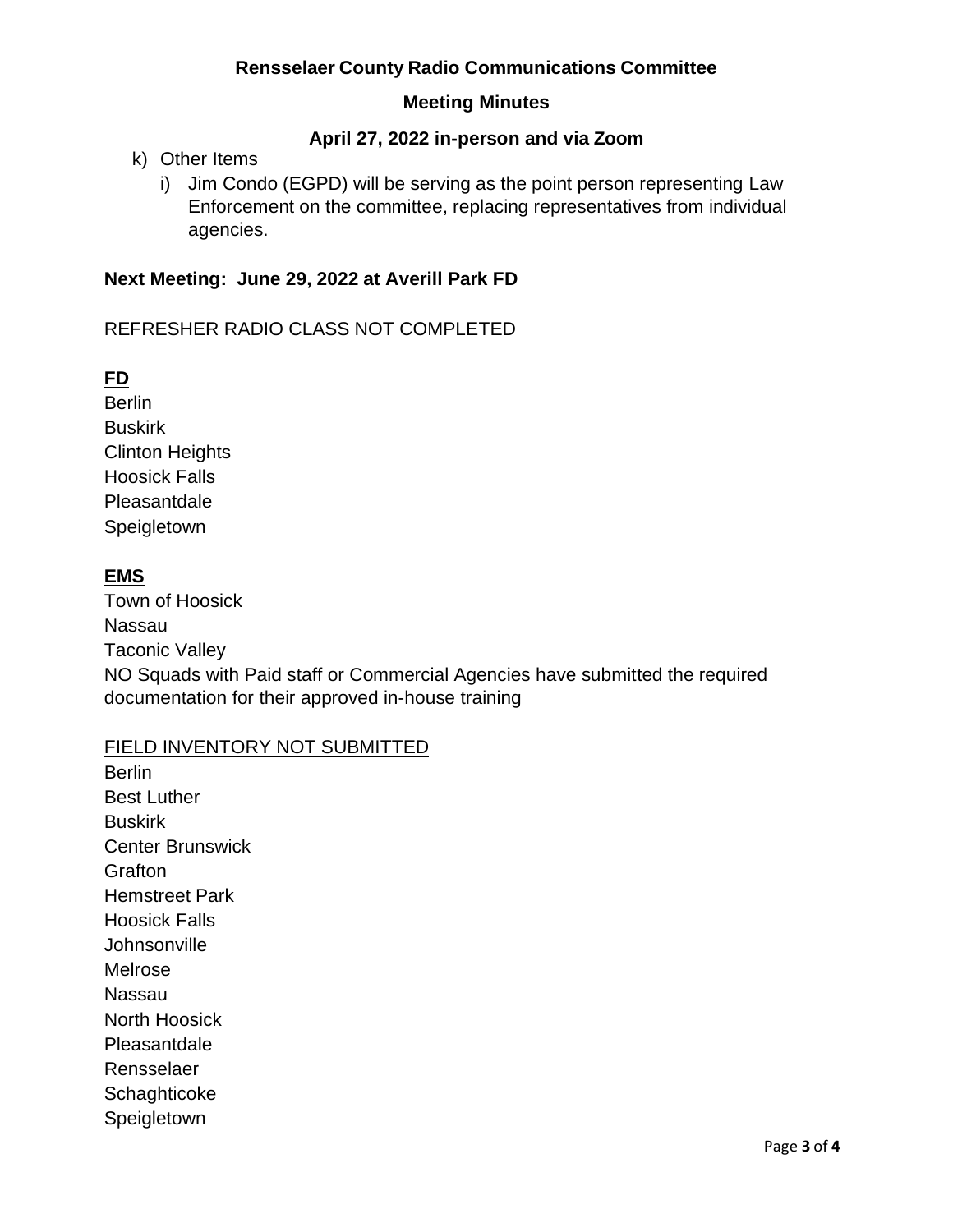**Rensselaer County Radio Communications Committee**

**Meeting Minutes**

**April 27, 2022 in-person and via Zoom**

k) Other Items

   i) Jim Condo (EGPD) will be serving as the point person representing Law Enforcement on the committee, replacing representatives from individual agencies.

**Next Meeting: June 29, 2022 at Averill Park FD**

REFRESHER RADIO CLASS NOT COMPLETED

**FD**

Berlin
Buskirk
Clinton Heights
Hoosick Falls
Pleasantdale
Speigletown

**EMS**

Town of Hoosick
Nassau
Taconic Valley
NO Squads with Paid staff or Commercial Agencies have submitted the required documentation for their approved in-house training

FIELD INVENTORY NOT SUBMITTED

Berlin
Best Luther
Buskirk
Center Brunswick
Grafton
Hemstreet Park
Hoosick Falls
Johnsonville
Melrose
Nassau
North Hoosick
Pleasantdale
Rensselaer
Schaghticoke
Speigletown